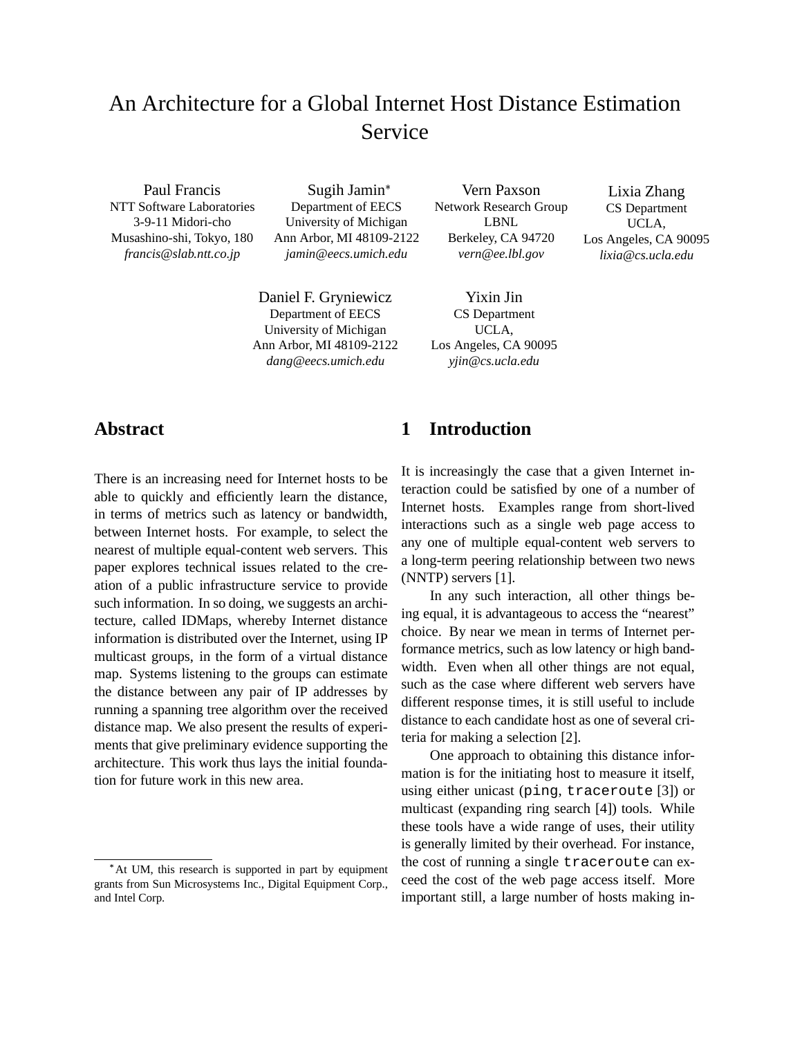# An Architecture for a Global Internet Host Distance Estimation Service

Paul Francis
NTT Software Laboratories
3-9-11 Midori-cho
Musashino-shi, Tokyo, 180
*francis@slab.ntt.co.jp*

Sugih Jamin[*]
Department of EECS
University of Michigan
Ann Arbor, MI 48109-2122
*jamin@eecs.umich.edu*

Vern Paxson
Network Research Group
LBNL
Berkeley, CA 94720
*vern@ee.lbl.gov*

Lixia Zhang
CS Department
UCLA,
Los Angeles, CA 90095
*lixia@cs.ucla.edu*

Daniel F. Gryniewicz
Department of EECS
University of Michigan
Ann Arbor, MI 48109-2122
*dang@eecs.umich.edu*

Yixin Jin
CS Department
UCLA,
Los Angeles, CA 90095
*yjin@cs.ucla.edu*

## Abstract

There is an increasing need for Internet hosts to be able to quickly and efficiently learn the distance, in terms of metrics such as latency or bandwidth, between Internet hosts. For example, to select the nearest of multiple equal-content web servers. This paper explores technical issues related to the creation of a public infrastructure service to provide such information. In so doing, we suggests an architecture, called IDMaps, whereby Internet distance information is distributed over the Internet, using IP multicast groups, in the form of a virtual distance map. Systems listening to the groups can estimate the distance between any pair of IP addresses by running a spanning tree algorithm over the received distance map. We also present the results of experiments that give preliminary evidence supporting the architecture. This work thus lays the initial foundation for future work in this new area.

[*] At UM, this research is supported in part by equipment grants from Sun Microsystems Inc., Digital Equipment Corp., and Intel Corp.

## 1 Introduction

It is increasingly the case that a given Internet interaction could be satisfied by one of a number of Internet hosts. Examples range from short-lived interactions such as a single web page access to any one of multiple equal-content web servers to a long-term peering relationship between two news (NNTP) servers [1].

In any such interaction, all other things being equal, it is advantageous to access the "nearest" choice. By near we mean in terms of Internet performance metrics, such as low latency or high bandwidth. Even when all other things are not equal, such as the case where different web servers have different response times, it is still useful to include distance to each candidate host as one of several criteria for making a selection [2].

One approach to obtaining this distance information is for the initiating host to measure it itself, using either unicast (`ping`, `traceroute` [3]) or multicast (expanding ring search [4]) tools. While these tools have a wide range of uses, their utility is generally limited by their overhead. For instance, the cost of running a single `traceroute` can exceed the cost of the web page access itself. More important still, a large number of hosts making in-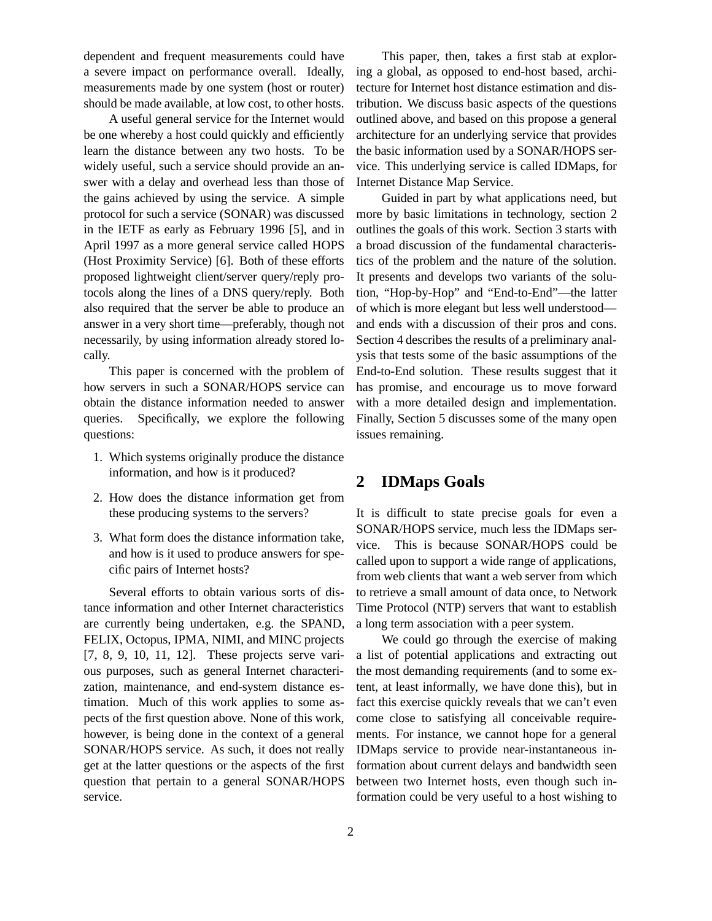dependent and frequent measurements could have a severe impact on performance overall. Ideally, measurements made by one system (host or router) should be made available, at low cost, to other hosts.

A useful general service for the Internet would be one whereby a host could quickly and efficiently learn the distance between any two hosts. To be widely useful, such a service should provide an answer with a delay and overhead less than those of the gains achieved by using the service. A simple protocol for such a service (SONAR) was discussed in the IETF as early as February 1996 [5], and in April 1997 as a more general service called HOPS (Host Proximity Service) [6]. Both of these efforts proposed lightweight client/server query/reply protocols along the lines of a DNS query/reply. Both also required that the server be able to produce an answer in a very short time—preferably, though not necessarily, by using information already stored locally.

This paper is concerned with the problem of how servers in such a SONAR/HOPS service can obtain the distance information needed to answer queries. Specifically, we explore the following questions:

1. Which systems originally produce the distance information, and how is it produced?
2. How does the distance information get from these producing systems to the servers?
3. What form does the distance information take, and how is it used to produce answers for specific pairs of Internet hosts?

Several efforts to obtain various sorts of distance information and other Internet characteristics are currently being undertaken, e.g. the SPAND, FELIX, Octopus, IPMA, NIMI, and MINC projects [7, 8, 9, 10, 11, 12]. These projects serve various purposes, such as general Internet characterization, maintenance, and end-system distance estimation. Much of this work applies to some aspects of the first question above. None of this work, however, is being done in the context of a general SONAR/HOPS service. As such, it does not really get at the latter questions or the aspects of the first question that pertain to a general SONAR/HOPS service.

This paper, then, takes a first stab at exploring a global, as opposed to end-host based, architecture for Internet host distance estimation and distribution. We discuss basic aspects of the questions outlined above, and based on this propose a general architecture for an underlying service that provides the basic information used by a SONAR/HOPS service. This underlying service is called IDMaps, for Internet Distance Map Service.

Guided in part by what applications need, but more by basic limitations in technology, section 2 outlines the goals of this work. Section 3 starts with a broad discussion of the fundamental characteristics of the problem and the nature of the solution. It presents and develops two variants of the solution, "Hop-by-Hop" and "End-to-End"—the latter of which is more elegant but less well understood—and ends with a discussion of their pros and cons. Section 4 describes the results of a preliminary analysis that tests some of the basic assumptions of the End-to-End solution. These results suggest that it has promise, and encourage us to move forward with a more detailed design and implementation. Finally, Section 5 discusses some of the many open issues remaining.

## 2 IDMaps Goals

It is difficult to state precise goals for even a SONAR/HOPS service, much less the IDMaps service. This is because SONAR/HOPS could be called upon to support a wide range of applications, from web clients that want a web server from which to retrieve a small amount of data once, to Network Time Protocol (NTP) servers that want to establish a long term association with a peer system.

We could go through the exercise of making a list of potential applications and extracting out the most demanding requirements (and to some extent, at least informally, we have done this), but in fact this exercise quickly reveals that we can't even come close to satisfying all conceivable requirements. For instance, we cannot hope for a general IDMaps service to provide near-instantaneous information about current delays and bandwidth seen between two Internet hosts, even though such information could be very useful to a host wishing to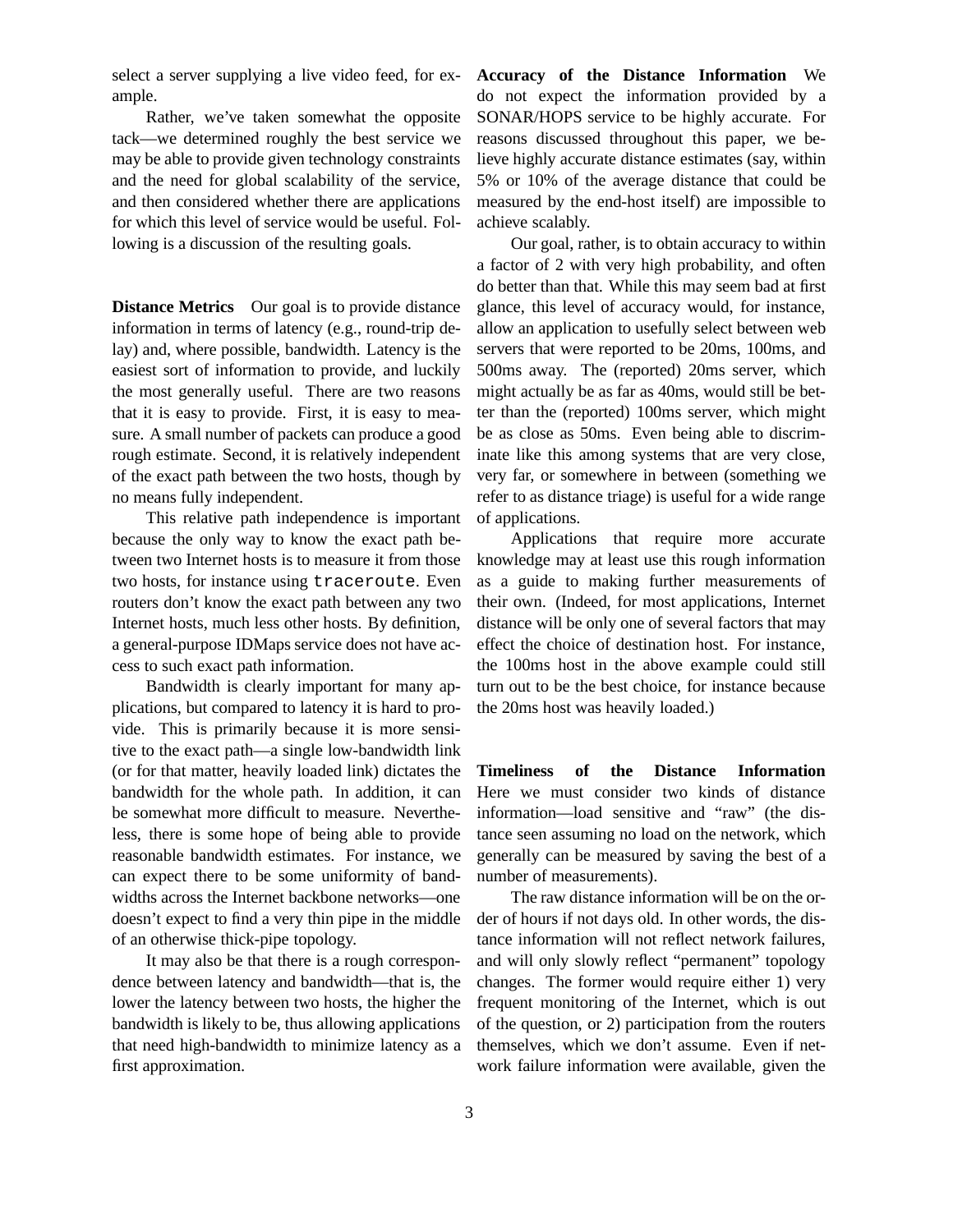select a server supplying a live video feed, for example.

Rather, we've taken somewhat the opposite tack—we determined roughly the best service we may be able to provide given technology constraints and the need for global scalability of the service, and then considered whether there are applications for which this level of service would be useful. Following is a discussion of the resulting goals.

**Distance Metrics** Our goal is to provide distance information in terms of latency (e.g., round-trip delay) and, where possible, bandwidth. Latency is the easiest sort of information to provide, and luckily the most generally useful. There are two reasons that it is easy to provide. First, it is easy to measure. A small number of packets can produce a good rough estimate. Second, it is relatively independent of the exact path between the two hosts, though by no means fully independent.

This relative path independence is important because the only way to know the exact path between two Internet hosts is to measure it from those two hosts, for instance using `traceroute`. Even routers don't know the exact path between any two Internet hosts, much less other hosts. By definition, a general-purpose IDMaps service does not have access to such exact path information.

Bandwidth is clearly important for many applications, but compared to latency it is hard to provide. This is primarily because it is more sensitive to the exact path—a single low-bandwidth link (or for that matter, heavily loaded link) dictates the bandwidth for the whole path. In addition, it can be somewhat more difficult to measure. Nevertheless, there is some hope of being able to provide reasonable bandwidth estimates. For instance, we can expect there to be some uniformity of bandwidths across the Internet backbone networks—one doesn't expect to find a very thin pipe in the middle of an otherwise thick-pipe topology.

It may also be that there is a rough correspondence between latency and bandwidth—that is, the lower the latency between two hosts, the higher the bandwidth is likely to be, thus allowing applications that need high-bandwidth to minimize latency as a first approximation.

**Accuracy of the Distance Information** We do not expect the information provided by a SONAR/HOPS service to be highly accurate. For reasons discussed throughout this paper, we believe highly accurate distance estimates (say, within 5% or 10% of the average distance that could be measured by the end-host itself) are impossible to achieve scalably.

Our goal, rather, is to obtain accuracy to within a factor of 2 with very high probability, and often do better than that. While this may seem bad at first glance, this level of accuracy would, for instance, allow an application to usefully select between web servers that were reported to be 20ms, 100ms, and 500ms away. The (reported) 20ms server, which might actually be as far as 40ms, would still be better than the (reported) 100ms server, which might be as close as 50ms. Even being able to discriminate like this among systems that are very close, very far, or somewhere in between (something we refer to as distance triage) is useful for a wide range of applications.

Applications that require more accurate knowledge may at least use this rough information as a guide to making further measurements of their own. (Indeed, for most applications, Internet distance will be only one of several factors that may effect the choice of destination host. For instance, the 100ms host in the above example could still turn out to be the best choice, for instance because the 20ms host was heavily loaded.)

**Timeliness of the Distance Information** Here we must consider two kinds of distance information—load sensitive and "raw" (the distance seen assuming no load on the network, which generally can be measured by saving the best of a number of measurements).

The raw distance information will be on the order of hours if not days old. In other words, the distance information will not reflect network failures, and will only slowly reflect "permanent" topology changes. The former would require either 1) very frequent monitoring of the Internet, which is out of the question, or 2) participation from the routers themselves, which we don't assume. Even if network failure information were available, given the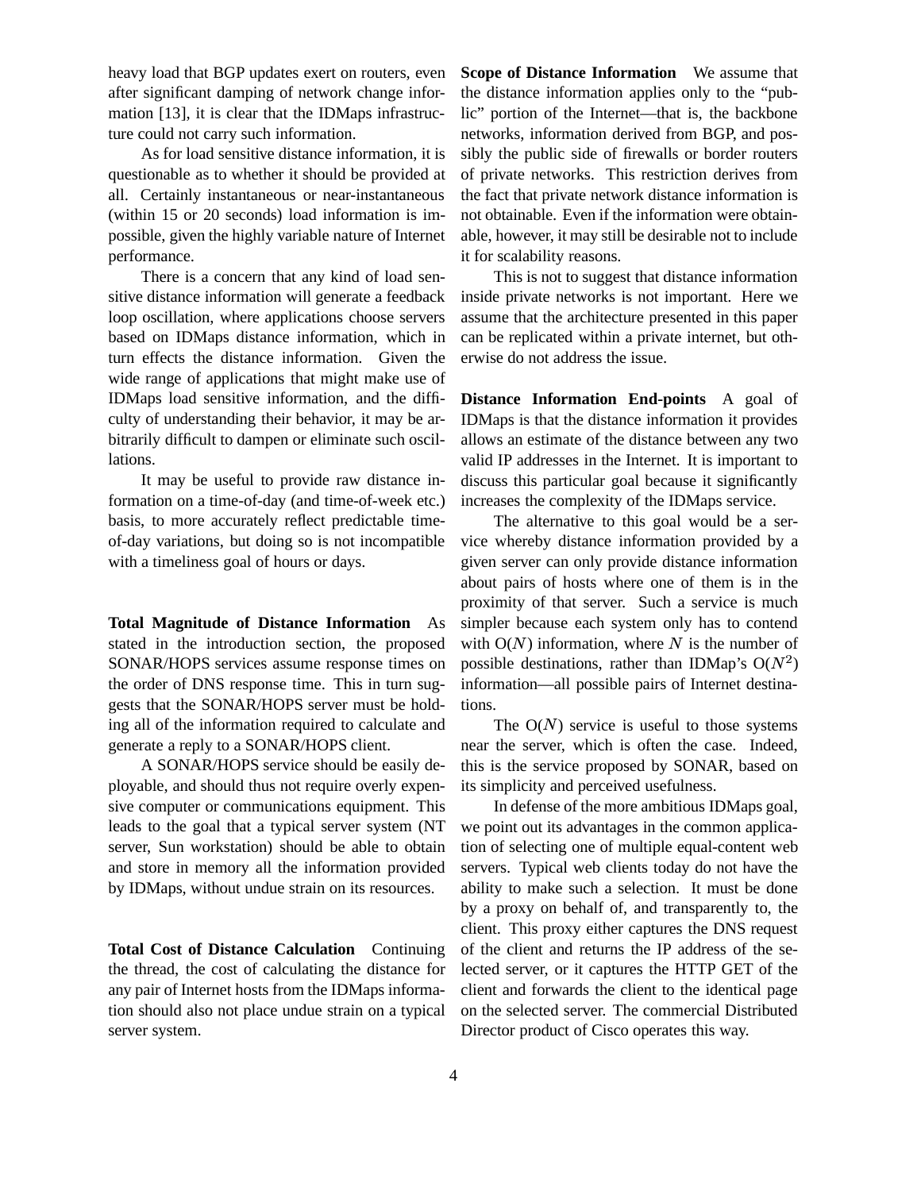heavy load that BGP updates exert on routers, even after significant damping of network change information [13], it is clear that the IDMaps infrastructure could not carry such information.

As for load sensitive distance information, it is questionable as to whether it should be provided at all. Certainly instantaneous or near-instantaneous (within 15 or 20 seconds) load information is impossible, given the highly variable nature of Internet performance.

There is a concern that any kind of load sensitive distance information will generate a feedback loop oscillation, where applications choose servers based on IDMaps distance information, which in turn effects the distance information. Given the wide range of applications that might make use of IDMaps load sensitive information, and the difficulty of understanding their behavior, it may be arbitrarily difficult to dampen or eliminate such oscillations.

It may be useful to provide raw distance information on a time-of-day (and time-of-week etc.) basis, to more accurately reflect predictable time-of-day variations, but doing so is not incompatible with a timeliness goal of hours or days.

**Total Magnitude of Distance Information** As stated in the introduction section, the proposed SONAR/HOPS services assume response times on the order of DNS response time. This in turn suggests that the SONAR/HOPS server must be holding all of the information required to calculate and generate a reply to a SONAR/HOPS client.

A SONAR/HOPS service should be easily deployable, and should thus not require overly expensive computer or communications equipment. This leads to the goal that a typical server system (NT server, Sun workstation) should be able to obtain and store in memory all the information provided by IDMaps, without undue strain on its resources.

**Total Cost of Distance Calculation** Continuing the thread, the cost of calculating the distance for any pair of Internet hosts from the IDMaps information should also not place undue strain on a typical server system.

**Scope of Distance Information** We assume that the distance information applies only to the "public" portion of the Internet—that is, the backbone networks, information derived from BGP, and possibly the public side of firewalls or border routers of private networks. This restriction derives from the fact that private network distance information is not obtainable. Even if the information were obtainable, however, it may still be desirable not to include it for scalability reasons.

This is not to suggest that distance information inside private networks is not important. Here we assume that the architecture presented in this paper can be replicated within a private internet, but otherwise do not address the issue.

**Distance Information End-points** A goal of IDMaps is that the distance information it provides allows an estimate of the distance between any two valid IP addresses in the Internet. It is important to discuss this particular goal because it significantly increases the complexity of the IDMaps service.

The alternative to this goal would be a service whereby distance information provided by a given server can only provide distance information about pairs of hosts where one of them is in the proximity of that server. Such a service is much simpler because each system only has to contend with $O(N)$ information, where $N$ is the number of possible destinations, rather than IDMap's $O(N^2)$ information—all possible pairs of Internet destinations.

The $O(N)$ service is useful to those systems near the server, which is often the case. Indeed, this is the service proposed by SONAR, based on its simplicity and perceived usefulness.

In defense of the more ambitious IDMaps goal, we point out its advantages in the common application of selecting one of multiple equal-content web servers. Typical web clients today do not have the ability to make such a selection. It must be done by a proxy on behalf of, and transparently to, the client. This proxy either captures the DNS request of the client and returns the IP address of the selected server, or it captures the HTTP GET of the client and forwards the client to the identical page on the selected server. The commercial Distributed Director product of Cisco operates this way.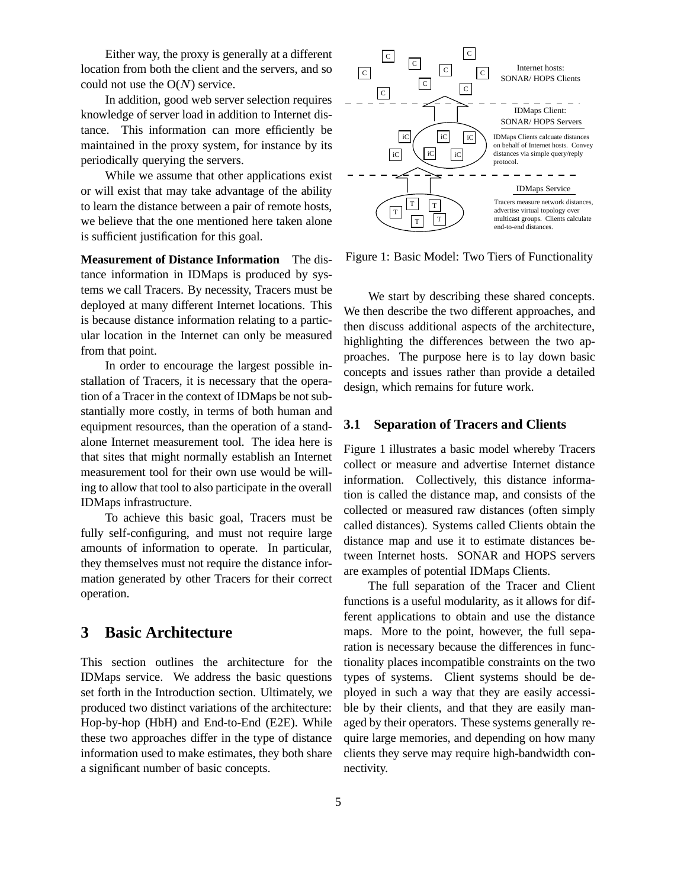Either way, the proxy is generally at a different location from both the client and the servers, and so could not use the O($N$) service.

In addition, good web server selection requires knowledge of server load in addition to Internet distance. This information can more efficiently be maintained in the proxy system, for instance by its periodically querying the servers.

While we assume that other applications exist or will exist that may take advantage of the ability to learn the distance between a pair of remote hosts, we believe that the one mentioned here taken alone is sufficient justification for this goal.

**Measurement of Distance Information** The distance information in IDMaps is produced by systems we call Tracers. By necessity, Tracers must be deployed at many different Internet locations. This is because distance information relating to a particular location in the Internet can only be measured from that point.

In order to encourage the largest possible installation of Tracers, it is necessary that the operation of a Tracer in the context of IDMaps be not substantially more costly, in terms of both human and equipment resources, than the operation of a standalone Internet measurement tool. The idea here is that sites that might normally establish an Internet measurement tool for their own use would be willing to allow that tool to also participate in the overall IDMaps infrastructure.

To achieve this basic goal, Tracers must be fully self-configuring, and must not require large amounts of information to operate. In particular, they themselves must not require the distance information generated by other Tracers for their correct operation.

# 3 Basic Architecture

This section outlines the architecture for the IDMaps service. We address the basic questions set forth in the Introduction section. Ultimately, we produced two distinct variations of the architecture: Hop-by-hop (HbH) and End-to-End (E2E). While these two approaches differ in the type of distance information used to make estimates, they both share a significant number of basic concepts.

Internet hosts: SONAR/ HOPS Clients

IDMaps Client: SONAR/ HOPS Servers

IDMaps Clients calcuate distances on behalf of Internet hosts. Convey distances via simple query/reply protocol.

IDMaps Service

Tracers measure network distances, advertise virtual topology over multicast groups. Clients calculate end-to-end distances.

Figure 1: Basic Model: Two Tiers of Functionality

We start by describing these shared concepts. We then describe the two different approaches, and then discuss additional aspects of the architecture, highlighting the differences between the two approaches. The purpose here is to lay down basic concepts and issues rather than provide a detailed design, which remains for future work.

## 3.1 Separation of Tracers and Clients

Figure 1 illustrates a basic model whereby Tracers collect or measure and advertise Internet distance information. Collectively, this distance information is called the distance map, and consists of the collected or measured raw distances (often simply called distances). Systems called Clients obtain the distance map and use it to estimate distances between Internet hosts. SONAR and HOPS servers are examples of potential IDMaps Clients.

The full separation of the Tracer and Client functions is a useful modularity, as it allows for different applications to obtain and use the distance maps. More to the point, however, the full separation is necessary because the differences in functionality places incompatible constraints on the two types of systems. Client systems should be deployed in such a way that they are easily accessible by their clients, and that they are easily managed by their operators. These systems generally require large memories, and depending on how many clients they serve may require high-bandwidth connectivity.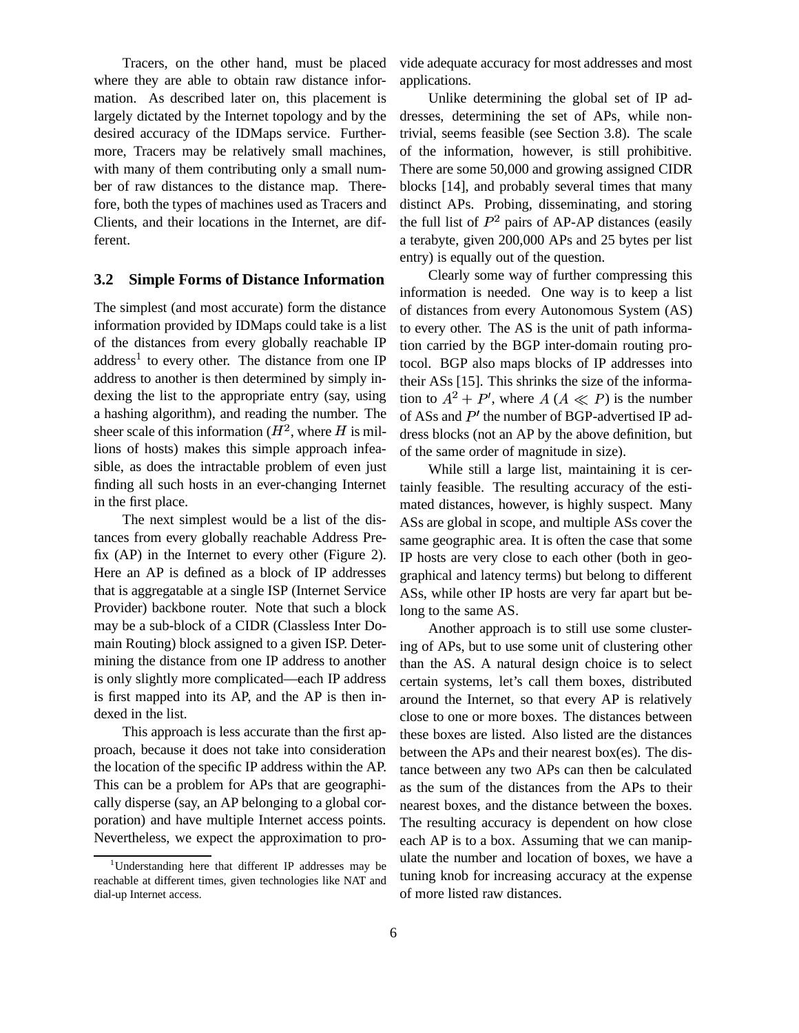Tracers, on the other hand, must be placed where they are able to obtain raw distance information. As described later on, this placement is largely dictated by the Internet topology and by the desired accuracy of the IDMaps service. Furthermore, Tracers may be relatively small machines, with many of them contributing only a small number of raw distances to the distance map. Therefore, both the types of machines used as Tracers and Clients, and their locations in the Internet, are different.

### 3.2 Simple Forms of Distance Information

The simplest (and most accurate) form the distance information provided by IDMaps could take is a list of the distances from every globally reachable IP address[1] to every other. The distance from one IP address to another is then determined by simply indexing the list to the appropriate entry (say, using a hashing algorithm), and reading the number. The sheer scale of this information ($H^2$, where $H$ is millions of hosts) makes this simple approach infeasible, as does the intractable problem of even just finding all such hosts in an ever-changing Internet in the first place.

The next simplest would be a list of the distances from every globally reachable Address Prefix (AP) in the Internet to every other (Figure 2). Here an AP is defined as a block of IP addresses that is aggregatable at a single ISP (Internet Service Provider) backbone router. Note that such a block may be a sub-block of a CIDR (Classless Inter Domain Routing) block assigned to a given ISP. Determining the distance from one IP address to another is only slightly more complicated—each IP address is first mapped into its AP, and the AP is then indexed in the list.

This approach is less accurate than the first approach, because it does not take into consideration the location of the specific IP address within the AP. This can be a problem for APs that are geographically disperse (say, an AP belonging to a global corporation) and have multiple Internet access points. Nevertheless, we expect the approximation to provide adequate accuracy for most addresses and most applications.

Unlike determining the global set of IP addresses, determining the set of APs, while nontrivial, seems feasible (see Section 3.8). The scale of the information, however, is still prohibitive. There are some 50,000 and growing assigned CIDR blocks [14], and probably several times that many distinct APs. Probing, disseminating, and storing the full list of $P^2$ pairs of AP-AP distances (easily a terabyte, given 200,000 APs and 25 bytes per list entry) is equally out of the question.

Clearly some way of further compressing this information is needed. One way is to keep a list of distances from every Autonomous System (AS) to every other. The AS is the unit of path information carried by the BGP inter-domain routing protocol. BGP also maps blocks of IP addresses into their ASs [15]. This shrinks the size of the information to $A^2 + P'$, where $A$ ($A \ll P$) is the number of ASs and $P'$ the number of BGP-advertised IP address blocks (not an AP by the above definition, but of the same order of magnitude in size).

While still a large list, maintaining it is certainly feasible. The resulting accuracy of the estimated distances, however, is highly suspect. Many ASs are global in scope, and multiple ASs cover the same geographic area. It is often the case that some IP hosts are very close to each other (both in geographical and latency terms) but belong to different ASs, while other IP hosts are very far apart but belong to the same AS.

Another approach is to still use some clustering of APs, but to use some unit of clustering other than the AS. A natural design choice is to select certain systems, let's call them boxes, distributed around the Internet, so that every AP is relatively close to one or more boxes. The distances between these boxes are listed. Also listed are the distances between the APs and their nearest box(es). The distance between any two APs can then be calculated as the sum of the distances from the APs to their nearest boxes, and the distance between the boxes. The resulting accuracy is dependent on how close each AP is to a box. Assuming that we can manipulate the number and location of boxes, we have a tuning knob for increasing accuracy at the expense of more listed raw distances.

[1] Understanding here that different IP addresses may be reachable at different times, given technologies like NAT and dial-up Internet access.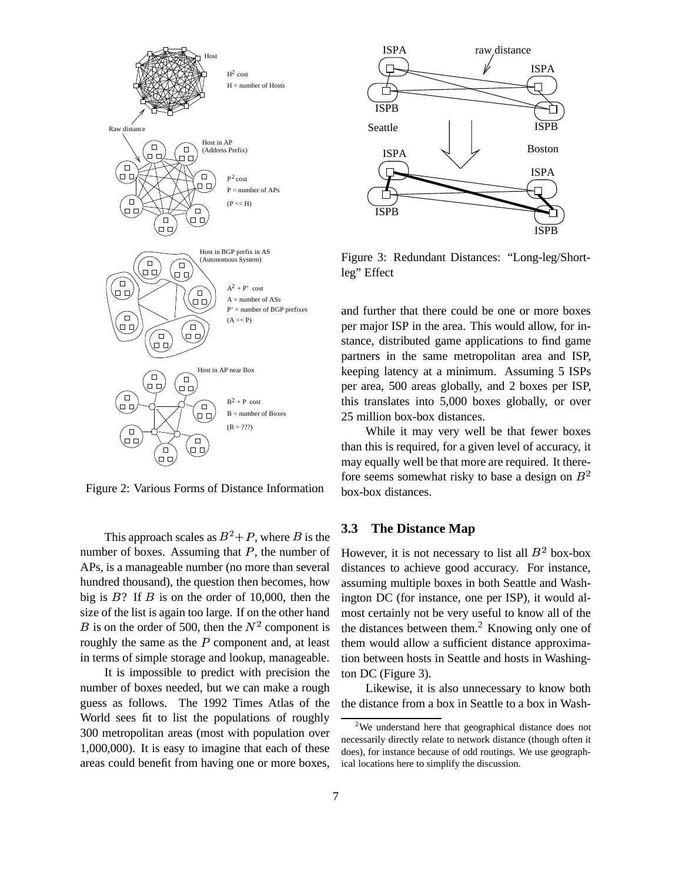Figure 2: Various Forms of Distance Information

This approach scales as $B^2 + P$, where $B$ is the number of boxes. Assuming that $P$, the number of APs, is a manageable number (no more than several hundred thousand), the question then becomes, how big is $B$? If $B$ is on the order of 10,000, then the size of the list is again too large. If on the other hand $B$ is on the order of 500, then the $N^2$ component is roughly the same as the $P$ component and, at least in terms of simple storage and lookup, manageable.

It is impossible to predict with precision the number of boxes needed, but we can make a rough guess as follows. The 1992 Times Atlas of the World sees fit to list the populations of roughly 300 metropolitan areas (most with population over 1,000,000). It is easy to imagine that each of these areas could benefit from having one or more boxes, and further that there could be one or more boxes per major ISP in the area. This would allow, for instance, distributed game applications to find game partners in the same metropolitan area and ISP, keeping latency at a minimum. Assuming 5 ISPs per area, 500 areas globally, and 2 boxes per ISP, this translates into 5,000 boxes globally, or over 25 million box-box distances.

Figure 3: Redundant Distances: "Long-leg/Short-leg" Effect

While it may very well be that fewer boxes than this is required, for a given level of accuracy, it may equally well be that more are required. It therefore seems somewhat risky to base a design on $B^2$ box-box distances.

### 3.3 The Distance Map

However, it is not necessary to list all $B^2$ box-box distances to achieve good accuracy. For instance, assuming multiple boxes in both Seattle and Washington DC (for instance, one per ISP), it would almost certainly not be very useful to know all of the the distances between them.[2] Knowing only one of them would allow a sufficient distance approximation between hosts in Seattle and hosts in Washington DC (Figure 3).

Likewise, it is also unnecessary to know both the distance from a box in Seattle to a box in Wash-

[2] We understand here that geographical distance does not necessarily directly relate to network distance (though often it does), for instance because of odd routings. We use geographical locations here to simplify the discussion.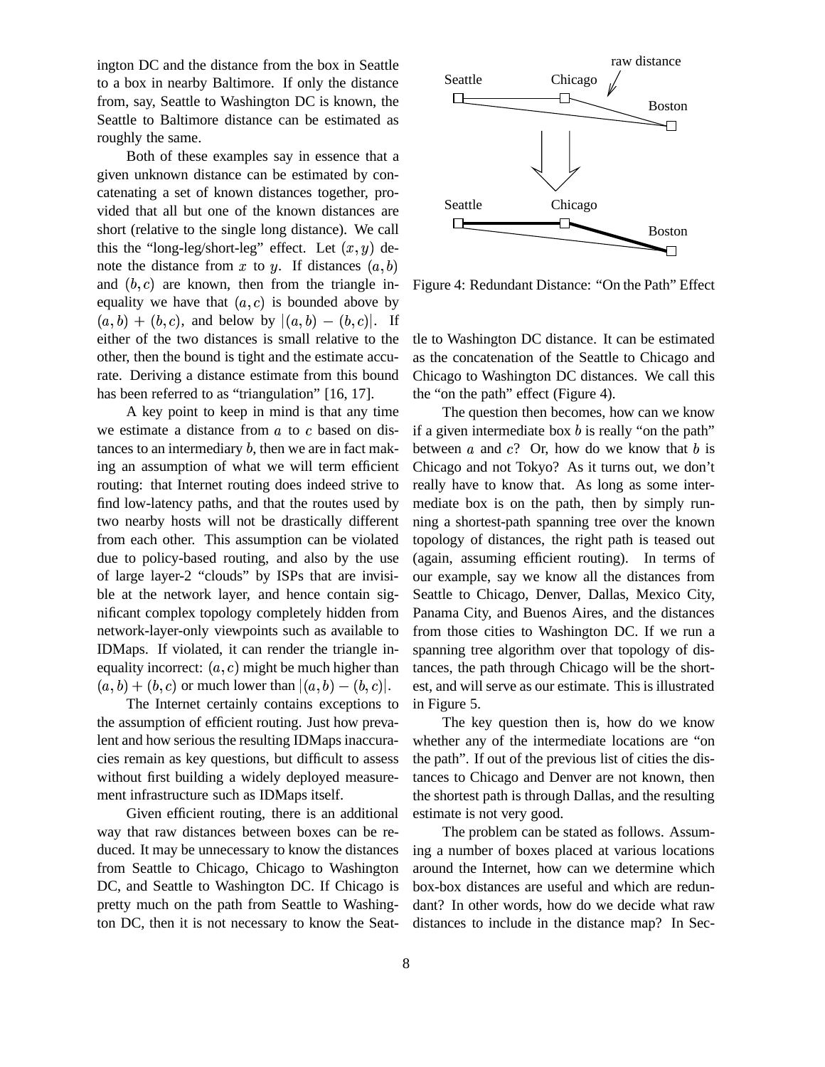ington DC and the distance from the box in Seattle to a box in nearby Baltimore. If only the distance from, say, Seattle to Washington DC is known, the Seattle to Baltimore distance can be estimated as roughly the same.

Both of these examples say in essence that a given unknown distance can be estimated by concatenating a set of known distances together, provided that all but one of the known distances are short (relative to the single long distance). We call this the "long-leg/short-leg" effect. Let $(x, y)$ denote the distance from $x$ to $y$. If distances $(a, b)$ and $(b, c)$ are known, then from the triangle inequality we have that $(a, c)$ is bounded above by $(a, b) + (b, c)$, and below by $|(a, b) - (b, c)|$. If either of the two distances is small relative to the other, then the bound is tight and the estimate accurate. Deriving a distance estimate from this bound has been referred to as "triangulation" [16, 17].

A key point to keep in mind is that any time we estimate a distance from $a$ to $c$ based on distances to an intermediary $b$, then we are in fact making an assumption of what we will term efficient routing: that Internet routing does indeed strive to find low-latency paths, and that the routes used by two nearby hosts will not be drastically different from each other. This assumption can be violated due to policy-based routing, and also by the use of large layer-2 "clouds" by ISPs that are invisible at the network layer, and hence contain significant complex topology completely hidden from network-layer-only viewpoints such as available to IDMaps. If violated, it can render the triangle inequality incorrect: $(a, c)$ might be much higher than $(a, b) + (b, c)$ or much lower than $|(a, b) - (b, c)|$.

The Internet certainly contains exceptions to the assumption of efficient routing. Just how prevalent and how serious the resulting IDMaps inaccuracies remain as key questions, but difficult to assess without first building a widely deployed measurement infrastructure such as IDMaps itself.

Given efficient routing, there is an additional way that raw distances between boxes can be reduced. It may be unnecessary to know the distances from Seattle to Chicago, Chicago to Washington DC, and Seattle to Washington DC. If Chicago is pretty much on the path from Seattle to Washington DC, then it is not necessary to know the Seattle to Washington DC distance. It can be estimated as the concatenation of the Seattle to Chicago and Chicago to Washington DC distances. We call this the "on the path" effect (Figure 4).

Figure 4: Redundant Distance: "On the Path" Effect

The question then becomes, how can we know if a given intermediate box $b$ is really "on the path" between $a$ and $c$? Or, how do we know that $b$ is Chicago and not Tokyo? As it turns out, we don't really have to know that. As long as some intermediate box is on the path, then by simply running a shortest-path spanning tree over the known topology of distances, the right path is teased out (again, assuming efficient routing). In terms of our example, say we know all the distances from Seattle to Chicago, Denver, Dallas, Mexico City, Panama City, and Buenos Aires, and the distances from those cities to Washington DC. If we run a spanning tree algorithm over that topology of distances, the path through Chicago will be the shortest, and will serve as our estimate. This is illustrated in Figure 5.

The key question then is, how do we know whether any of the intermediate locations are "on the path". If out of the previous list of cities the distances to Chicago and Denver are not known, then the shortest path is through Dallas, and the resulting estimate is not very good.

The problem can be stated as follows. Assuming a number of boxes placed at various locations around the Internet, how can we determine which box-box distances are useful and which are redundant? In other words, how do we decide what raw distances to include in the distance map? In Sec-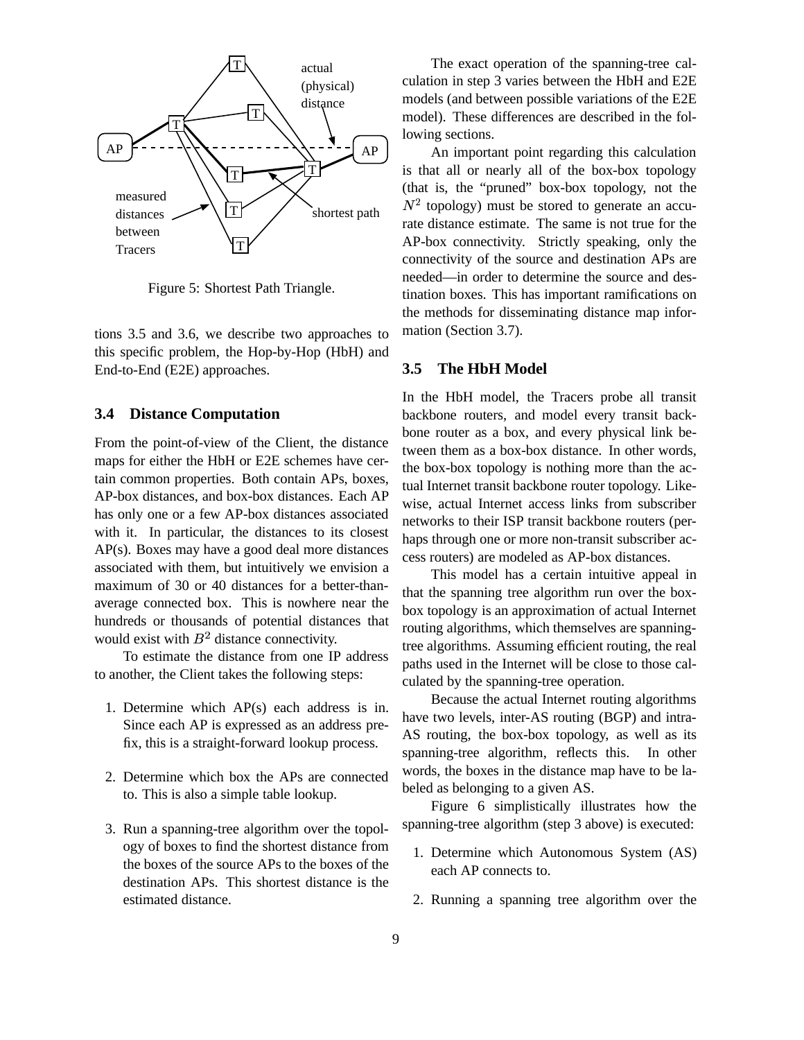Figure 5: Shortest Path Triangle.

tions 3.5 and 3.6, we describe two approaches to this specific problem, the Hop-by-Hop (HbH) and End-to-End (E2E) approaches.

### 3.4 Distance Computation

From the point-of-view of the Client, the distance maps for either the HbH or E2E schemes have certain common properties. Both contain APs, boxes, AP-box distances, and box-box distances. Each AP has only one or a few AP-box distances associated with it. In particular, the distances to its closest AP(s). Boxes may have a good deal more distances associated with them, but intuitively we envision a maximum of 30 or 40 distances for a better-than-average connected box. This is nowhere near the hundreds or thousands of potential distances that would exist with $B^2$ distance connectivity.

To estimate the distance from one IP address to another, the Client takes the following steps:

1. Determine which AP(s) each address is in. Since each AP is expressed as an address prefix, this is a straight-forward lookup process.
2. Determine which box the APs are connected to. This is also a simple table lookup.
3. Run a spanning-tree algorithm over the topology of boxes to find the shortest distance from the boxes of the source APs to the boxes of the destination APs. This shortest distance is the estimated distance.

The exact operation of the spanning-tree calculation in step 3 varies between the HbH and E2E models (and between possible variations of the E2E model). These differences are described in the following sections.

An important point regarding this calculation is that all or nearly all of the box-box topology (that is, the "pruned" box-box topology, not the $N^2$ topology) must be stored to generate an accurate distance estimate. The same is not true for the AP-box connectivity. Strictly speaking, only the connectivity of the source and destination APs are needed—in order to determine the source and destination boxes. This has important ramifications on the methods for disseminating distance map information (Section 3.7).

### 3.5 The HbH Model

In the HbH model, the Tracers probe all transit backbone routers, and model every transit backbone router as a box, and every physical link between them as a box-box distance. In other words, the box-box topology is nothing more than the actual Internet transit backbone router topology. Likewise, actual Internet access links from subscriber networks to their ISP transit backbone routers (perhaps through one or more non-transit subscriber access routers) are modeled as AP-box distances.

This model has a certain intuitive appeal in that the spanning tree algorithm run over the box-box topology is an approximation of actual Internet routing algorithms, which themselves are spanning-tree algorithms. Assuming efficient routing, the real paths used in the Internet will be close to those calculated by the spanning-tree operation.

Because the actual Internet routing algorithms have two levels, inter-AS routing (BGP) and intra-AS routing, the box-box topology, as well as its spanning-tree algorithm, reflects this. In other words, the boxes in the distance map have to be labeled as belonging to a given AS.

Figure 6 simplistically illustrates how the spanning-tree algorithm (step 3 above) is executed:

1. Determine which Autonomous System (AS) each AP connects to.
2. Running a spanning tree algorithm over the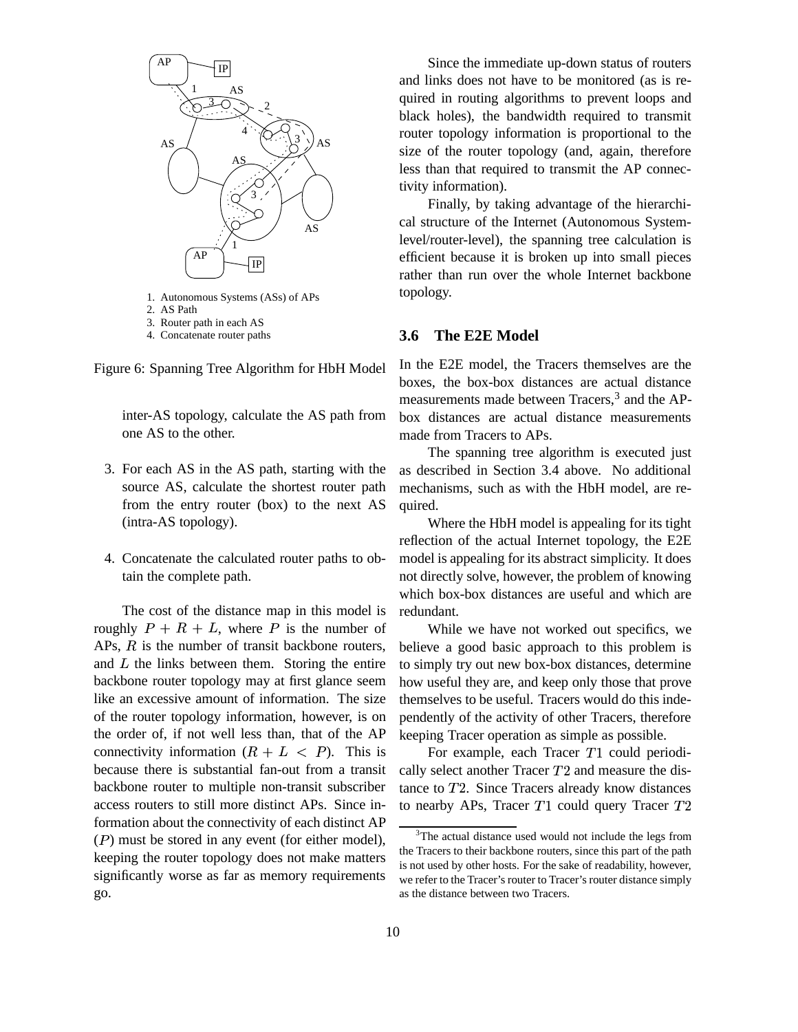1. Autonomous Systems (ASs) of APs
2. AS Path
3. Router path in each AS
4. Concatenate router paths

Figure 6: Spanning Tree Algorithm for HbH Model

inter-AS topology, calculate the AS path from one AS to the other.

3. For each AS in the AS path, starting with the source AS, calculate the shortest router path from the entry router (box) to the next AS (intra-AS topology).

4. Concatenate the calculated router paths to obtain the complete path.

The cost of the distance map in this model is roughly $P + R + L$, where $P$ is the number of APs, $R$ is the number of transit backbone routers, and $L$ the links between them. Storing the entire backbone router topology may at first glance seem like an excessive amount of information. The size of the router topology information, however, is on the order of, if not well less than, that of the AP connectivity information ($R + L < P$). This is because there is substantial fan-out from a transit backbone router to multiple non-transit subscriber access routers to still more distinct APs. Since information about the connectivity of each distinct AP ($P$) must be stored in any event (for either model), keeping the router topology does not make matters significantly worse as far as memory requirements go.

Since the immediate up-down status of routers and links does not have to be monitored (as is required in routing algorithms to prevent loops and black holes), the bandwidth required to transmit router topology information is proportional to the size of the router topology (and, again, therefore less than that required to transmit the AP connectivity information).

Finally, by taking advantage of the hierarchical structure of the Internet (Autonomous System-level/router-level), the spanning tree calculation is efficient because it is broken up into small pieces rather than run over the whole Internet backbone topology.

### 3.6 The E2E Model

In the E2E model, the Tracers themselves are the boxes, the box-box distances are actual distance measurements made between Tracers,[3] and the AP-box distances are actual distance measurements made from Tracers to APs.

The spanning tree algorithm is executed just as described in Section 3.4 above. No additional mechanisms, such as with the HbH model, are required.

Where the HbH model is appealing for its tight reflection of the actual Internet topology, the E2E model is appealing for its abstract simplicity. It does not directly solve, however, the problem of knowing which box-box distances are useful and which are redundant.

While we have not worked out specifics, we believe a good basic approach to this problem is to simply try out new box-box distances, determine how useful they are, and keep only those that prove themselves to be useful. Tracers would do this independently of the activity of other Tracers, therefore keeping Tracer operation as simple as possible.

For example, each Tracer $T1$ could periodically select another Tracer $T2$ and measure the distance to $T2$. Since Tracers already know distances to nearby APs, Tracer $T1$ could query Tracer $T2$

[3] The actual distance used would not include the legs from the Tracers to their backbone routers, since this part of the path is not used by other hosts. For the sake of readability, however, we refer to the Tracer's router to Tracer's router distance simply as the distance between two Tracers.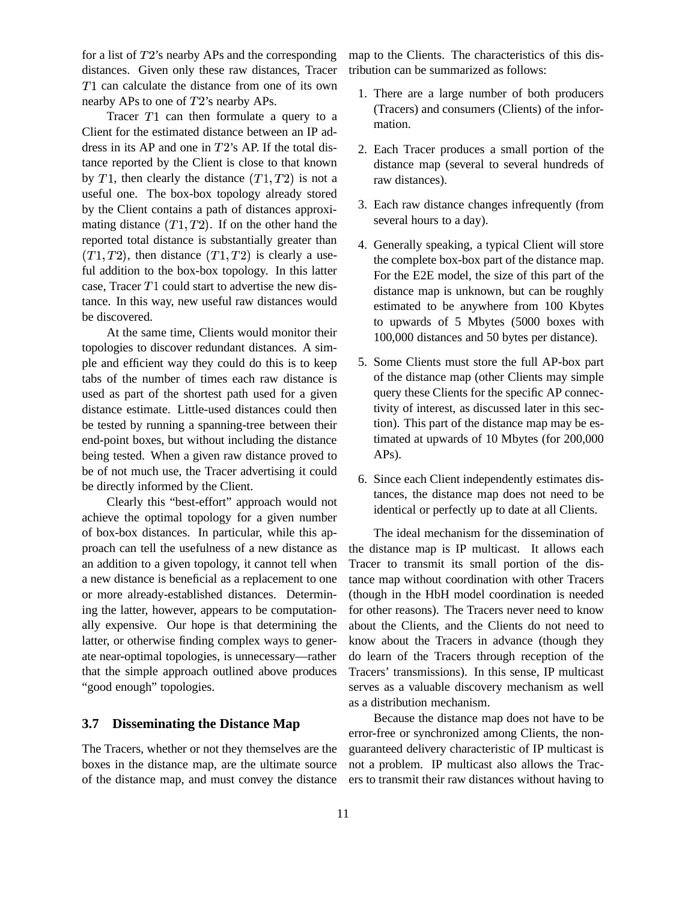for a list of $T2$'s nearby APs and the corresponding distances. Given only these raw distances, Tracer $T1$ can calculate the distance from one of its own nearby APs to one of $T2$'s nearby APs.

Tracer $T1$ can then formulate a query to a Client for the estimated distance between an IP address in its AP and one in $T2$'s AP. If the total distance reported by the Client is close to that known by $T1$, then clearly the distance $(T1, T2)$ is not a useful one. The box-box topology already stored by the Client contains a path of distances approximating distance $(T1, T2)$. If on the other hand the reported total distance is substantially greater than $(T1, T2)$, then distance $(T1, T2)$ is clearly a useful addition to the box-box topology. In this latter case, Tracer $T1$ could start to advertise the new distance. In this way, new useful raw distances would be discovered.

At the same time, Clients would monitor their topologies to discover redundant distances. A simple and efficient way they could do this is to keep tabs of the number of times each raw distance is used as part of the shortest path used for a given distance estimate. Little-used distances could then be tested by running a spanning-tree between their end-point boxes, but without including the distance being tested. When a given raw distance proved to be of not much use, the Tracer advertising it could be directly informed by the Client.

Clearly this "best-effort" approach would not achieve the optimal topology for a given number of box-box distances. In particular, while this approach can tell the usefulness of a new distance as an addition to a given topology, it cannot tell when a new distance is beneficial as a replacement to one or more already-established distances. Determining the latter, however, appears to be computationally expensive. Our hope is that determining the latter, or otherwise finding complex ways to generate near-optimal topologies, is unnecessary—rather that the simple approach outlined above produces "good enough" topologies.

### 3.7 Disseminating the Distance Map

The Tracers, whether or not they themselves are the boxes in the distance map, are the ultimate source of the distance map, and must convey the distance map to the Clients. The characteristics of this distribution can be summarized as follows:

1. There are a large number of both producers (Tracers) and consumers (Clients) of the information.
2. Each Tracer produces a small portion of the distance map (several to several hundreds of raw distances).
3. Each raw distance changes infrequently (from several hours to a day).
4. Generally speaking, a typical Client will store the complete box-box part of the distance map. For the E2E model, the size of this part of the distance map is unknown, but can be roughly estimated to be anywhere from 100 Kbytes to upwards of 5 Mbytes (5000 boxes with 100,000 distances and 50 bytes per distance).
5. Some Clients must store the full AP-box part of the distance map (other Clients may simple query these Clients for the specific AP connectivity of interest, as discussed later in this section). This part of the distance map may be estimated at upwards of 10 Mbytes (for 200,000 APs).
6. Since each Client independently estimates distances, the distance map does not need to be identical or perfectly up to date at all Clients.

The ideal mechanism for the dissemination of the distance map is IP multicast. It allows each Tracer to transmit its small portion of the distance map without coordination with other Tracers (though in the HbH model coordination is needed for other reasons). The Tracers never need to know about the Clients, and the Clients do not need to know about the Tracers in advance (though they do learn of the Tracers through reception of the Tracers' transmissions). In this sense, IP multicast serves as a valuable discovery mechanism as well as a distribution mechanism.

Because the distance map does not have to be error-free or synchronized among Clients, the non-guaranteed delivery characteristic of IP multicast is not a problem. IP multicast also allows the Tracers to transmit their raw distances without having to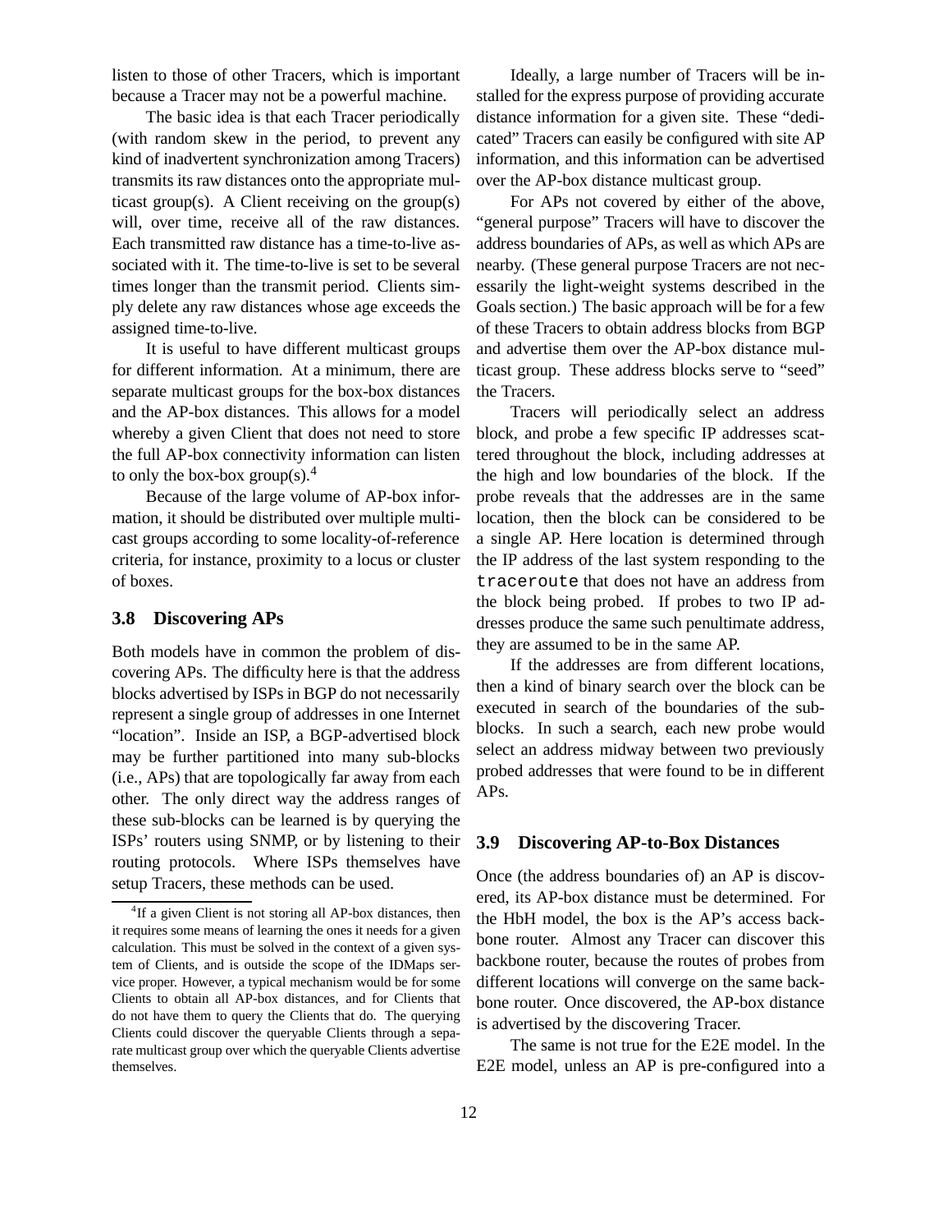listen to those of other Tracers, which is important because a Tracer may not be a powerful machine.

The basic idea is that each Tracer periodically (with random skew in the period, to prevent any kind of inadvertent synchronization among Tracers) transmits its raw distances onto the appropriate multicast group(s). A Client receiving on the group(s) will, over time, receive all of the raw distances. Each transmitted raw distance has a time-to-live associated with it. The time-to-live is set to be several times longer than the transmit period. Clients simply delete any raw distances whose age exceeds the assigned time-to-live.

It is useful to have different multicast groups for different information. At a minimum, there are separate multicast groups for the box-box distances and the AP-box distances. This allows for a model whereby a given Client that does not need to store the full AP-box connectivity information can listen to only the box-box group(s).[4]

Because of the large volume of AP-box information, it should be distributed over multiple multicast groups according to some locality-of-reference criteria, for instance, proximity to a locus or cluster of boxes.

### 3.8 Discovering APs

Both models have in common the problem of discovering APs. The difficulty here is that the address blocks advertised by ISPs in BGP do not necessarily represent a single group of addresses in one Internet "location". Inside an ISP, a BGP-advertised block may be further partitioned into many sub-blocks (i.e., APs) that are topologically far away from each other. The only direct way the address ranges of these sub-blocks can be learned is by querying the ISPs' routers using SNMP, or by listening to their routing protocols. Where ISPs themselves have setup Tracers, these methods can be used.

Ideally, a large number of Tracers will be installed for the express purpose of providing accurate distance information for a given site. These "dedicated" Tracers can easily be configured with site AP information, and this information can be advertised over the AP-box distance multicast group.

For APs not covered by either of the above, "general purpose" Tracers will have to discover the address boundaries of APs, as well as which APs are nearby. (These general purpose Tracers are not necessarily the light-weight systems described in the Goals section.) The basic approach will be for a few of these Tracers to obtain address blocks from BGP and advertise them over the AP-box distance multicast group. These address blocks serve to "seed" the Tracers.

Tracers will periodically select an address block, and probe a few specific IP addresses scattered throughout the block, including addresses at the high and low boundaries of the block. If the probe reveals that the addresses are in the same location, then the block can be considered to be a single AP. Here location is determined through the IP address of the last system responding to the `traceroute` that does not have an address from the block being probed. If probes to two IP addresses produce the same such penultimate address, they are assumed to be in the same AP.

If the addresses are from different locations, then a kind of binary search over the block can be executed in search of the boundaries of the sub-blocks. In such a search, each new probe would select an address midway between two previously probed addresses that were found to be in different APs.

### 3.9 Discovering AP-to-Box Distances

Once (the address boundaries of) an AP is discovered, its AP-box distance must be determined. For the HbH model, the box is the AP's access backbone router. Almost any Tracer can discover this backbone router, because the routes of probes from different locations will converge on the same backbone router. Once discovered, the AP-box distance is advertised by the discovering Tracer.

The same is not true for the E2E model. In the E2E model, unless an AP is pre-configured into a

[4] If a given Client is not storing all AP-box distances, then it requires some means of learning the ones it needs for a given calculation. This must be solved in the context of a given system of Clients, and is outside the scope of the IDMaps service proper. However, a typical mechanism would be for some Clients to obtain all AP-box distances, and for Clients that do not have them to query the Clients that do. The querying Clients could discover the queryable Clients through a separate multicast group over which the queryable Clients advertise themselves.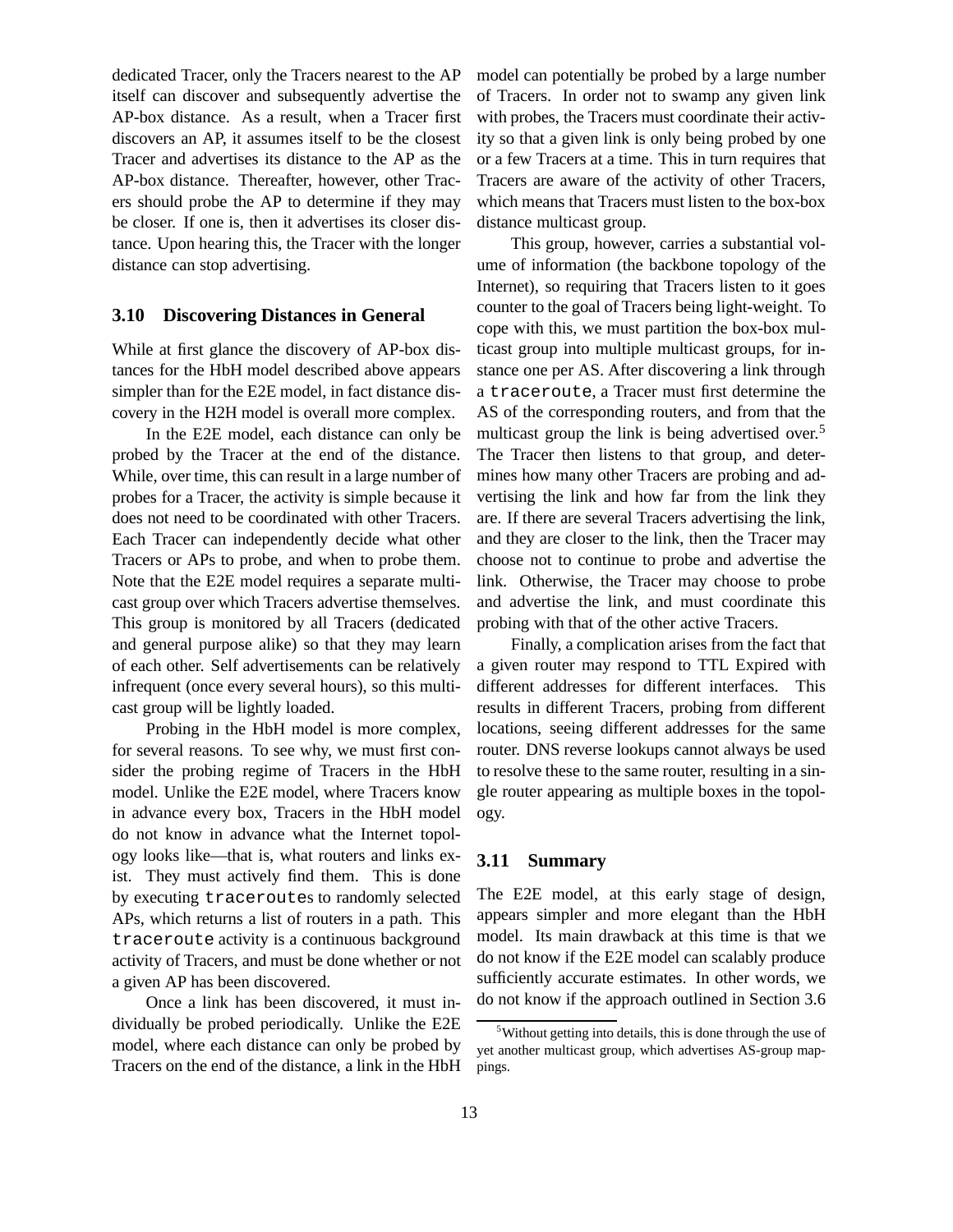dedicated Tracer, only the Tracers nearest to the AP itself can discover and subsequently advertise the AP-box distance. As a result, when a Tracer first discovers an AP, it assumes itself to be the closest Tracer and advertises its distance to the AP as the AP-box distance. Thereafter, however, other Tracers should probe the AP to determine if they may be closer. If one is, then it advertises its closer distance. Upon hearing this, the Tracer with the longer distance can stop advertising.

### 3.10 Discovering Distances in General

While at first glance the discovery of AP-box distances for the HbH model described above appears simpler than for the E2E model, in fact distance discovery in the H2H model is overall more complex.

In the E2E model, each distance can only be probed by the Tracer at the end of the distance. While, over time, this can result in a large number of probes for a Tracer, the activity is simple because it does not need to be coordinated with other Tracers. Each Tracer can independently decide what other Tracers or APs to probe, and when to probe them. Note that the E2E model requires a separate multicast group over which Tracers advertise themselves. This group is monitored by all Tracers (dedicated and general purpose alike) so that they may learn of each other. Self advertisements can be relatively infrequent (once every several hours), so this multicast group will be lightly loaded.

Probing in the HbH model is more complex, for several reasons. To see why, we must first consider the probing regime of Tracers in the HbH model. Unlike the E2E model, where Tracers know in advance every box, Tracers in the HbH model do not know in advance what the Internet topology looks like—that is, what routers and links exist. They must actively find them. This is done by executing `traceroute`s to randomly selected APs, which returns a list of routers in a path. This `traceroute` activity is a continuous background activity of Tracers, and must be done whether or not a given AP has been discovered.

Once a link has been discovered, it must individually be probed periodically. Unlike the E2E model, where each distance can only be probed by Tracers on the end of the distance, a link in the HbH model can potentially be probed by a large number of Tracers. In order not to swamp any given link with probes, the Tracers must coordinate their activity so that a given link is only being probed by one or a few Tracers at a time. This in turn requires that Tracers are aware of the activity of other Tracers, which means that Tracers must listen to the box-box distance multicast group.

This group, however, carries a substantial volume of information (the backbone topology of the Internet), so requiring that Tracers listen to it goes counter to the goal of Tracers being light-weight. To cope with this, we must partition the box-box multicast group into multiple multicast groups, for instance one per AS. After discovering a link through a `traceroute`, a Tracer must first determine the AS of the corresponding routers, and from that the multicast group the link is being advertised over.[5] The Tracer then listens to that group, and determines how many other Tracers are probing and advertising the link and how far from the link they are. If there are several Tracers advertising the link, and they are closer to the link, then the Tracer may choose not to continue to probe and advertise the link. Otherwise, the Tracer may choose to probe and advertise the link, and must coordinate this probing with that of the other active Tracers.

Finally, a complication arises from the fact that a given router may respond to TTL Expired with different addresses for different interfaces. This results in different Tracers, probing from different locations, seeing different addresses for the same router. DNS reverse lookups cannot always be used to resolve these to the same router, resulting in a single router appearing as multiple boxes in the topology.

### 3.11 Summary

The E2E model, at this early stage of design, appears simpler and more elegant than the HbH model. Its main drawback at this time is that we do not know if the E2E model can scalably produce sufficiently accurate estimates. In other words, we do not know if the approach outlined in Section 3.6

[5] Without getting into details, this is done through the use of yet another multicast group, which advertises AS-group mappings.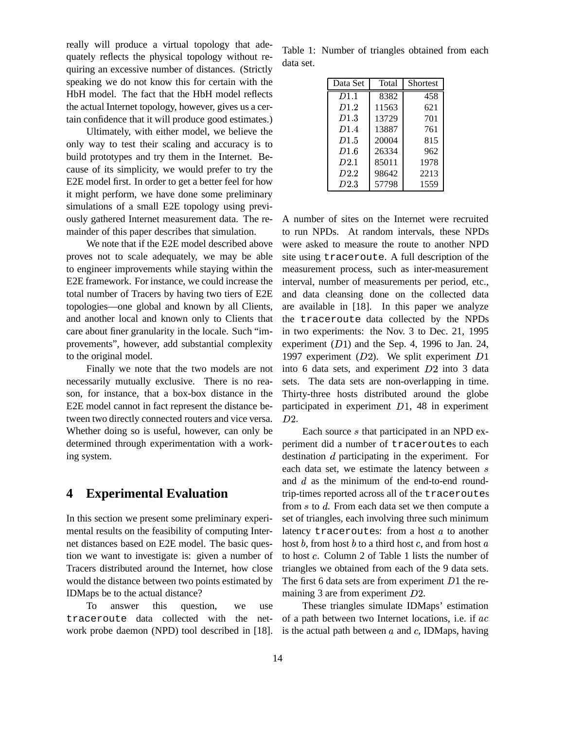really will produce a virtual topology that adequately reflects the physical topology without requiring an excessive number of distances. (Strictly speaking we do not know this for certain with the HbH model. The fact that the HbH model reflects the actual Internet topology, however, gives us a certain confidence that it will produce good estimates.)

Ultimately, with either model, we believe the only way to test their scaling and accuracy is to build prototypes and try them in the Internet. Because of its simplicity, we would prefer to try the E2E model first. In order to get a better feel for how it might perform, we have done some preliminary simulations of a small E2E topology using previously gathered Internet measurement data. The remainder of this paper describes that simulation.

We note that if the E2E model described above proves not to scale adequately, we may be able to engineer improvements while staying within the E2E framework. For instance, we could increase the total number of Tracers by having two tiers of E2E topologies—one global and known by all Clients, and another local and known only to Clients that care about finer granularity in the locale. Such "improvements", however, add substantial complexity to the original model.

Finally we note that the two models are not necessarily mutually exclusive. There is no reason, for instance, that a box-box distance in the E2E model cannot in fact represent the distance between two directly connected routers and vice versa. Whether doing so is useful, however, can only be determined through experimentation with a working system.

# 4 Experimental Evaluation

In this section we present some preliminary experimental results on the feasibility of computing Internet distances based on E2E model. The basic question we want to investigate is: given a number of Tracers distributed around the Internet, how close would the distance between two points estimated by IDMaps be to the actual distance?

To answer this question, we use `traceroute` data collected with the network probe daemon (NPD) tool described in [18].

Table 1: Number of triangles obtained from each data set.

| Data Set | Total | Shortest |
|---|---|---|
| $D1.1$ | 8382 | 458 |
| $D1.2$ | 11563 | 621 |
| $D1.3$ | 13729 | 701 |
| $D1.4$ | 13887 | 761 |
| $D1.5$ | 20004 | 815 |
| $D1.6$ | 26334 | 962 |
| $D2.1$ | 85011 | 1978 |
| $D2.2$ | 98642 | 2213 |
| $D2.3$ | 57798 | 1559 |

A number of sites on the Internet were recruited to run NPDs. At random intervals, these NPDs were asked to measure the route to another NPD site using `traceroute`. A full description of the measurement process, such as inter-measurement interval, number of measurements per period, etc., and data cleansing done on the collected data are available in [18]. In this paper we analyze the `traceroute` data collected by the NPDs in two experiments: the Nov. 3 to Dec. 21, 1995 experiment ($D1$) and the Sep. 4, 1996 to Jan. 24, 1997 experiment ($D2$). We split experiment $D1$ into 6 data sets, and experiment $D2$ into 3 data sets. The data sets are non-overlapping in time. Thirty-three hosts distributed around the globe participated in experiment $D1$, 48 in experiment $D2$.

Each source $s$ that participated in an NPD experiment did a number of `traceroute`s to each destination $d$ participating in the experiment. For each data set, we estimate the latency between $s$ and $d$ as the minimum of the end-to-end round-trip-times reported across all of the `traceroute`s from $s$ to $d$. From each data set we then compute a set of triangles, each involving three such minimum latency `traceroute`s: from a host $a$ to another host $b$, from host $b$ to a third host $c$, and from host $a$ to host $c$. Column 2 of Table 1 lists the number of triangles we obtained from each of the 9 data sets. The first 6 data sets are from experiment $D1$ the remaining 3 are from experiment $D2$.

These triangles simulate IDMaps' estimation of a path between two Internet locations, i.e. if $ac$ is the actual path between $a$ and $c$, IDMaps, having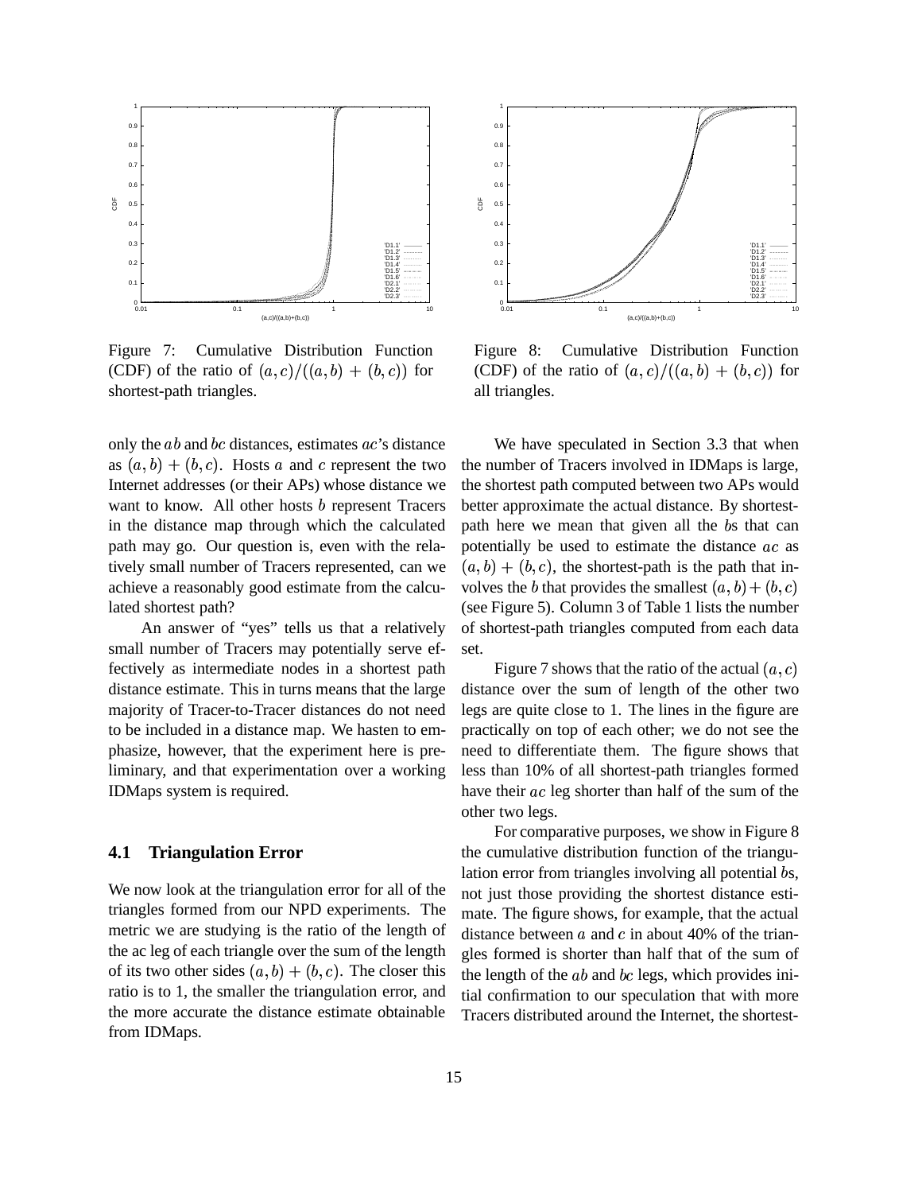Figure 7: Cumulative Distribution Function (CDF) of the ratio of $(a, c)/((a, b) + (b, c))$ for shortest-path triangles.

Figure 8: Cumulative Distribution Function (CDF) of the ratio of $(a, c)/((a, b) + (b, c))$ for all triangles.

only the $ab$ and $bc$ distances, estimates $ac$'s distance as $(a, b) + (b, c)$. Hosts $a$ and $c$ represent the two Internet addresses (or their APs) whose distance we want to know. All other hosts $b$ represent Tracers in the distance map through which the calculated path may go. Our question is, even with the relatively small number of Tracers represented, can we achieve a reasonably good estimate from the calculated shortest path?

An answer of "yes" tells us that a relatively small number of Tracers may potentially serve effectively as intermediate nodes in a shortest path distance estimate. This in turns means that the large majority of Tracer-to-Tracer distances do not need to be included in a distance map. We hasten to emphasize, however, that the experiment here is preliminary, and that experimentation over a working IDMaps system is required.

### 4.1 Triangulation Error

We now look at the triangulation error for all of the triangles formed from our NPD experiments. The metric we are studying is the ratio of the length of the ac leg of each triangle over the sum of the length of its two other sides $(a, b) + (b, c)$. The closer this ratio is to 1, the smaller the triangulation error, and the more accurate the distance estimate obtainable from IDMaps.

We have speculated in Section 3.3 that when the number of Tracers involved in IDMaps is large, the shortest path computed between two APs would better approximate the actual distance. By shortest-path here we mean that given all the $b$s that can potentially be used to estimate the distance $ac$ as $(a, b) + (b, c)$, the shortest-path is the path that involves the $b$ that provides the smallest $(a, b) + (b, c)$ (see Figure 5). Column 3 of Table 1 lists the number of shortest-path triangles computed from each data set.

Figure 7 shows that the ratio of the actual $(a, c)$ distance over the sum of length of the other two legs are quite close to 1. The lines in the figure are practically on top of each other; we do not see the need to differentiate them. The figure shows that less than 10% of all shortest-path triangles formed have their $ac$ leg shorter than half of the sum of the other two legs.

For comparative purposes, we show in Figure 8 the cumulative distribution function of the triangulation error from triangles involving all potential $b$s, not just those providing the shortest distance estimate. The figure shows, for example, that the actual distance between $a$ and $c$ in about 40% of the triangles formed is shorter than half that of the sum of the length of the $ab$ and $bc$ legs, which provides initial confirmation to our speculation that with more Tracers distributed around the Internet, the shortest-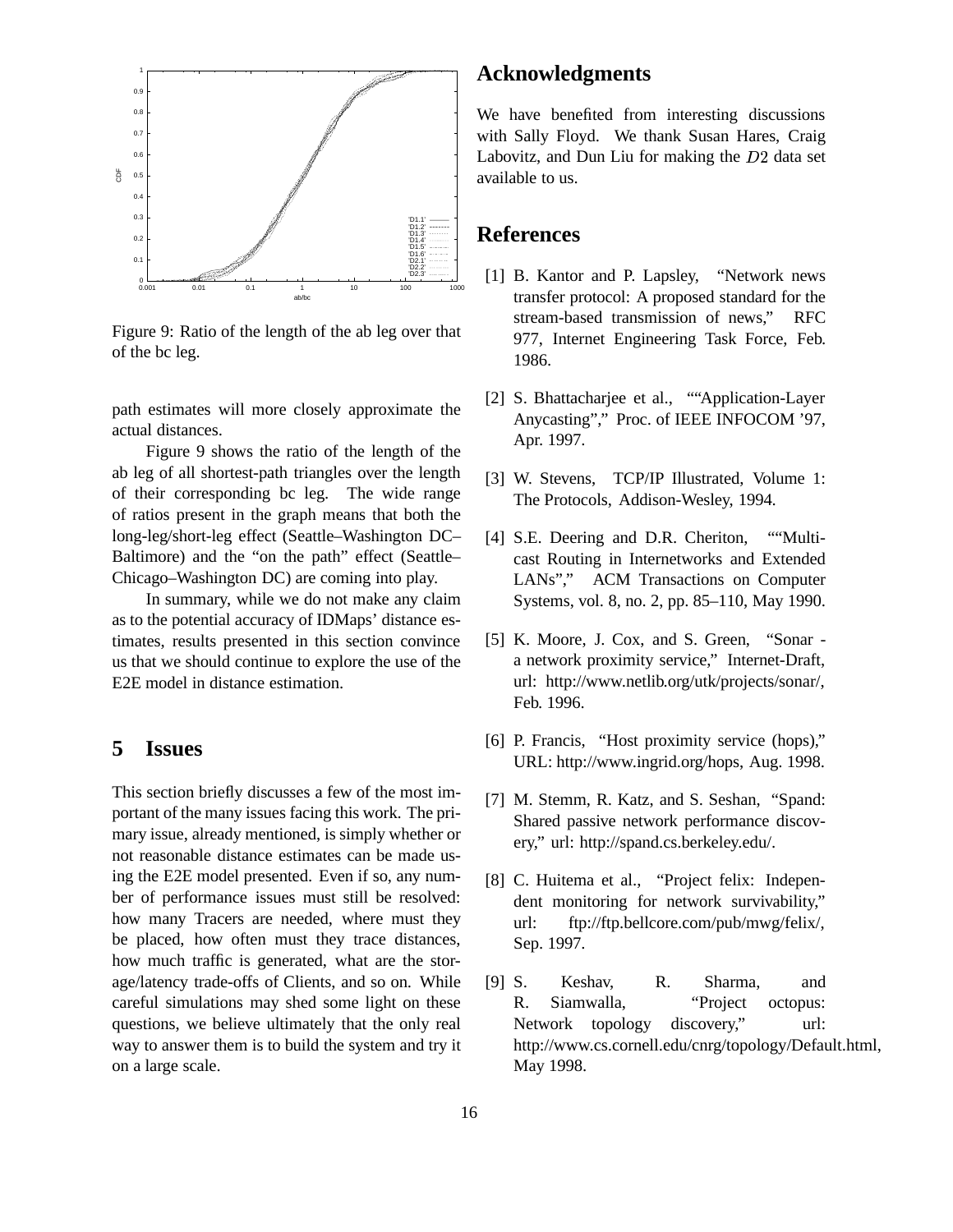Figure 9: Ratio of the length of the ab leg over that of the bc leg.

path estimates will more closely approximate the actual distances.

Figure 9 shows the ratio of the length of the ab leg of all shortest-path triangles over the length of their corresponding bc leg. The wide range of ratios present in the graph means that both the long-leg/short-leg effect (Seattle–Washington DC–Baltimore) and the "on the path" effect (Seattle–Chicago–Washington DC) are coming into play.

In summary, while we do not make any claim as to the potential accuracy of IDMaps' distance estimates, results presented in this section convince us that we should continue to explore the use of the E2E model in distance estimation.

## 5 Issues

This section briefly discusses a few of the most important of the many issues facing this work. The primary issue, already mentioned, is simply whether or not reasonable distance estimates can be made using the E2E model presented. Even if so, any number of performance issues must still be resolved: how many Tracers are needed, where must they be placed, how often must they trace distances, how much traffic is generated, what are the storage/latency trade-offs of Clients, and so on. While careful simulations may shed some light on these questions, we believe ultimately that the only real way to answer them is to build the system and try it on a large scale.

## Acknowledgments

We have benefited from interesting discussions with Sally Floyd. We thank Susan Hares, Craig Labovitz, and Dun Liu for making the $D2$ data set available to us.

## References

[1] B. Kantor and P. Lapsley, "Network news transfer protocol: A proposed standard for the stream-based transmission of news," RFC 977, Internet Engineering Task Force, Feb. 1986.

[2] S. Bhattacharjee et al., ""Application-Layer Anycasting"," Proc. of IEEE INFOCOM '97, Apr. 1997.

[3] W. Stevens, TCP/IP Illustrated, Volume 1: The Protocols, Addison-Wesley, 1994.

[4] S.E. Deering and D.R. Cheriton, ""Multicast Routing in Internetworks and Extended LANs"," ACM Transactions on Computer Systems, vol. 8, no. 2, pp. 85–110, May 1990.

[5] K. Moore, J. Cox, and S. Green, "Sonar - a network proximity service," Internet-Draft, url: http://www.netlib.org/utk/projects/sonar/, Feb. 1996.

[6] P. Francis, "Host proximity service (hops)," URL: http://www.ingrid.org/hops, Aug. 1998.

[7] M. Stemm, R. Katz, and S. Seshan, "Spand: Shared passive network performance discovery," url: http://spand.cs.berkeley.edu/.

[8] C. Huitema et al., "Project felix: Independent monitoring for network survivability," url: ftp://ftp.bellcore.com/pub/mwg/felix/, Sep. 1997.

[9] S. Keshav, R. Sharma, and R. Siamwalla, "Project octopus: Network topology discovery," url: http://www.cs.cornell.edu/cnrg/topology/Default.html, May 1998.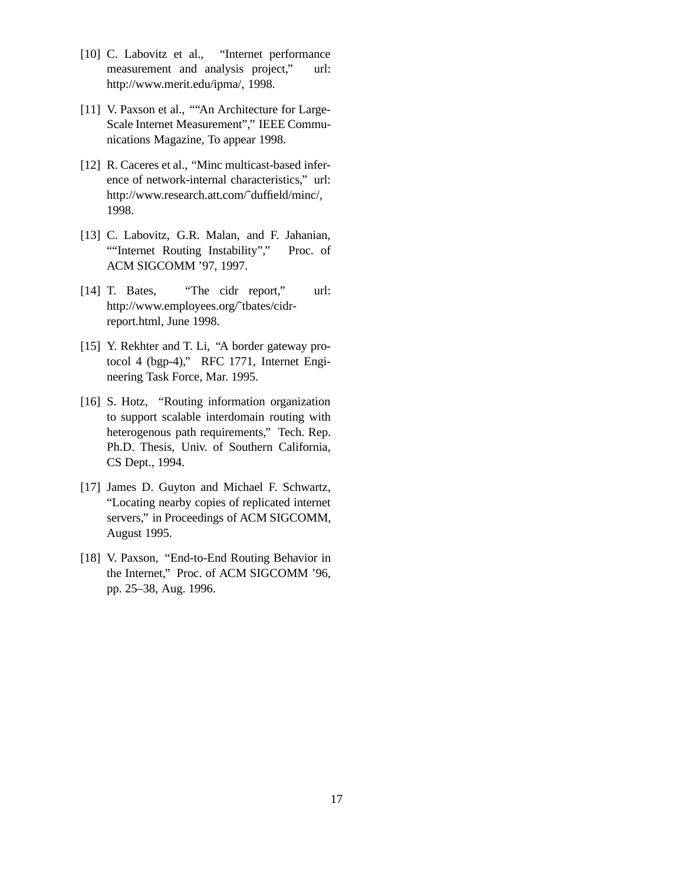[10] C. Labovitz et al., "Internet performance measurement and analysis project," url: http://www.merit.edu/ipma/, 1998.

[11] V. Paxson et al., ""An Architecture for Large-Scale Internet Measurement"," IEEE Communications Magazine, To appear 1998.

[12] R. Caceres et al., "Minc multicast-based inference of network-internal characteristics," url: http://www.research.att.com/˜duffield/minc/, 1998.

[13] C. Labovitz, G.R. Malan, and F. Jahanian, ""Internet Routing Instability"," Proc. of ACM SIGCOMM '97, 1997.

[14] T. Bates, "The cidr report," url: http://www.employees.org/˜tbates/cidr-report.html, June 1998.

[15] Y. Rekhter and T. Li, "A border gateway protocol 4 (bgp-4)," RFC 1771, Internet Engineering Task Force, Mar. 1995.

[16] S. Hotz, "Routing information organization to support scalable interdomain routing with heterogenous path requirements," Tech. Rep. Ph.D. Thesis, Univ. of Southern California, CS Dept., 1994.

[17] James D. Guyton and Michael F. Schwartz, "Locating nearby copies of replicated internet servers," in Proceedings of ACM SIGCOMM, August 1995.

[18] V. Paxson, "End-to-End Routing Behavior in the Internet," Proc. of ACM SIGCOMM '96, pp. 25–38, Aug. 1996.